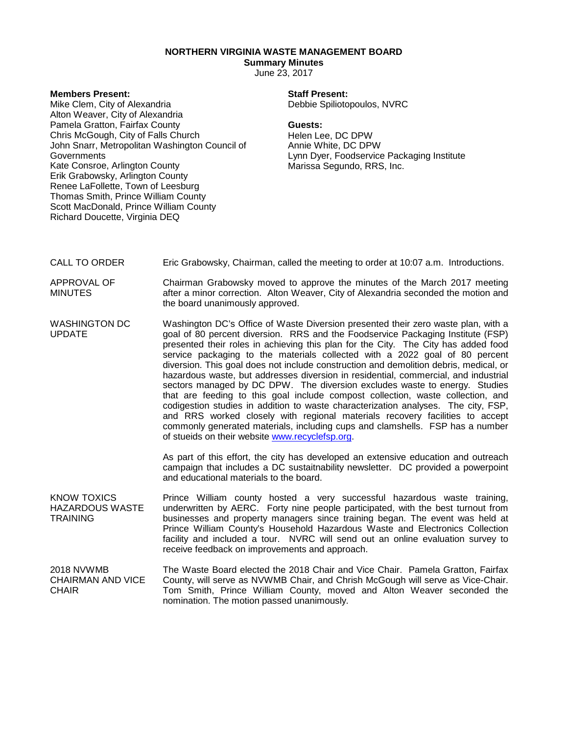# NORTHERN VIRGINIA WASTE MANAGEMENT BOARD

**Summary Minutes**

June 23, 2017

**Members Present:**
Mike Clem, City of Alexandria
Alton Weaver, City of Alexandria
Pamela Gratton, Fairfax County
Chris McGough, City of Falls Church
John Snarr, Metropolitan Washington Council of Governments
Kate Consroe, Arlington County
Erik Grabowsky, Arlington County
Renee LaFollette, Town of Leesburg
Thomas Smith, Prince William County
Scott MacDonald, Prince William County
Richard Doucette, Virginia DEQ

**Staff Present:**
Debbie Spiliotopoulos, NVRC

**Guests:**
Helen Lee, DC DPW
Annie White, DC DPW
Lynn Dyer, Foodservice Packaging Institute
Marissa Segundo, RRS, Inc.

CALL TO ORDER — Eric Grabowsky, Chairman, called the meeting to order at 10:07 a.m. Introductions.

APPROVAL OF MINUTES — Chairman Grabowsky moved to approve the minutes of the March 2017 meeting after a minor correction. Alton Weaver, City of Alexandria seconded the motion and the board unanimously approved.

WASHINGTON DC UPDATE — Washington DC's Office of Waste Diversion presented their zero waste plan, with a goal of 80 percent diversion. RRS and the Foodservice Packaging Institute (FSP) presented their roles in achieving this plan for the City. The City has added food service packaging to the materials collected with a 2022 goal of 80 percent diversion. This goal does not include construction and demolition debris, medical, or hazardous waste, but addresses diversion in residential, commercial, and industrial sectors managed by DC DPW. The diversion excludes waste to energy. Studies that are feeding to this goal include compost collection, waste collection, and codigestion studies in addition to waste characterization analyses. The city, FSP, and RRS worked closely with regional materials recovery facilities to accept commonly generated materials, including cups and clamshells. FSP has a number of stueids on their website www.recyclefsp.org.

As part of this effort, the city has developed an extensive education and outreach campaign that includes a DC sustaitnability newsletter. DC provided a powerpoint and educational materials to the board.

KNOW TOXICS HAZARDOUS WASTE TRAINING — Prince William county hosted a very successful hazardous waste training, underwritten by AERC. Forty nine people participated, with the best turnout from businesses and property managers since training began. The event was held at Prince William County's Household Hazardous Waste and Electronics Collection facility and included a tour. NVRC will send out an online evaluation survey to receive feedback on improvements and approach.

2018 NVWMB CHAIRMAN AND VICE CHAIR — The Waste Board elected the 2018 Chair and Vice Chair. Pamela Gratton, Fairfax County, will serve as NVWMB Chair, and Chrish McGough will serve as Vice-Chair. Tom Smith, Prince William County, moved and Alton Weaver seconded the nomination. The motion passed unanimously.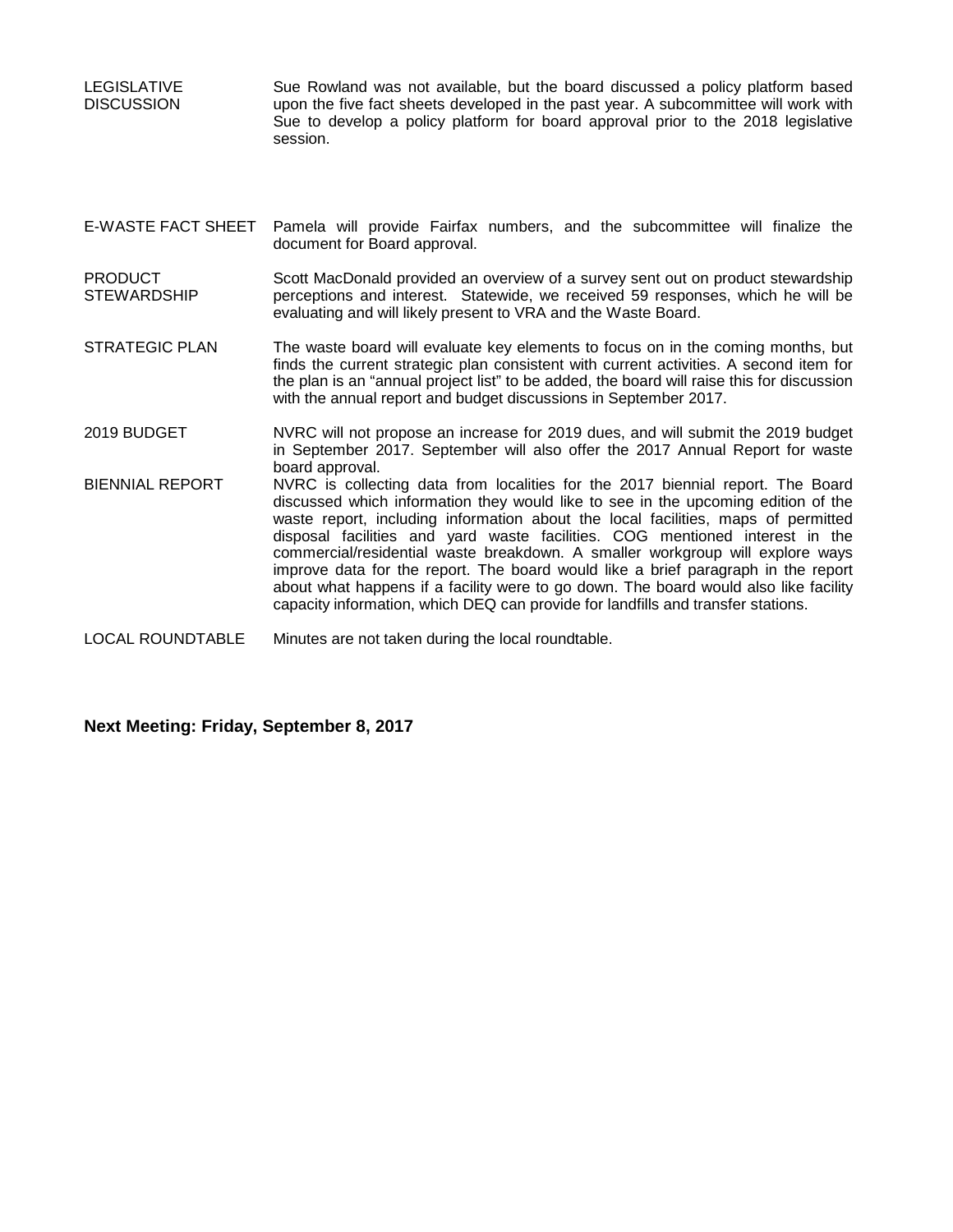| | |
|---|---|
| LEGISLATIVE DISCUSSION | Sue Rowland was not available, but the board discussed a policy platform based upon the five fact sheets developed in the past year. A subcommittee will work with Sue to develop a policy platform for board approval prior to the 2018 legislative session. |
| E-WASTE FACT SHEET | Pamela will provide Fairfax numbers, and the subcommittee will finalize the document for Board approval. |
| PRODUCT STEWARDSHIP | Scott MacDonald provided an overview of a survey sent out on product stewardship perceptions and interest. Statewide, we received 59 responses, which he will be evaluating and will likely present to VRA and the Waste Board. |
| STRATEGIC PLAN | The waste board will evaluate key elements to focus on in the coming months, but finds the current strategic plan consistent with current activities. A second item for the plan is an "annual project list" to be added, the board will raise this for discussion with the annual report and budget discussions in September 2017. |
| 2019 BUDGET | NVRC will not propose an increase for 2019 dues, and will submit the 2019 budget in September 2017. September will also offer the 2017 Annual Report for waste board approval. |
| BIENNIAL REPORT | NVRC is collecting data from localities for the 2017 biennial report. The Board discussed which information they would like to see in the upcoming edition of the waste report, including information about the local facilities, maps of permitted disposal facilities and yard waste facilities. COG mentioned interest in the commercial/residential waste breakdown. A smaller workgroup will explore ways improve data for the report. The board would like a brief paragraph in the report about what happens if a facility were to go down. The board would also like facility capacity information, which DEQ can provide for landfills and transfer stations. |
| LOCAL ROUNDTABLE | Minutes are not taken during the local roundtable. |

**Next Meeting: Friday, September 8, 2017**